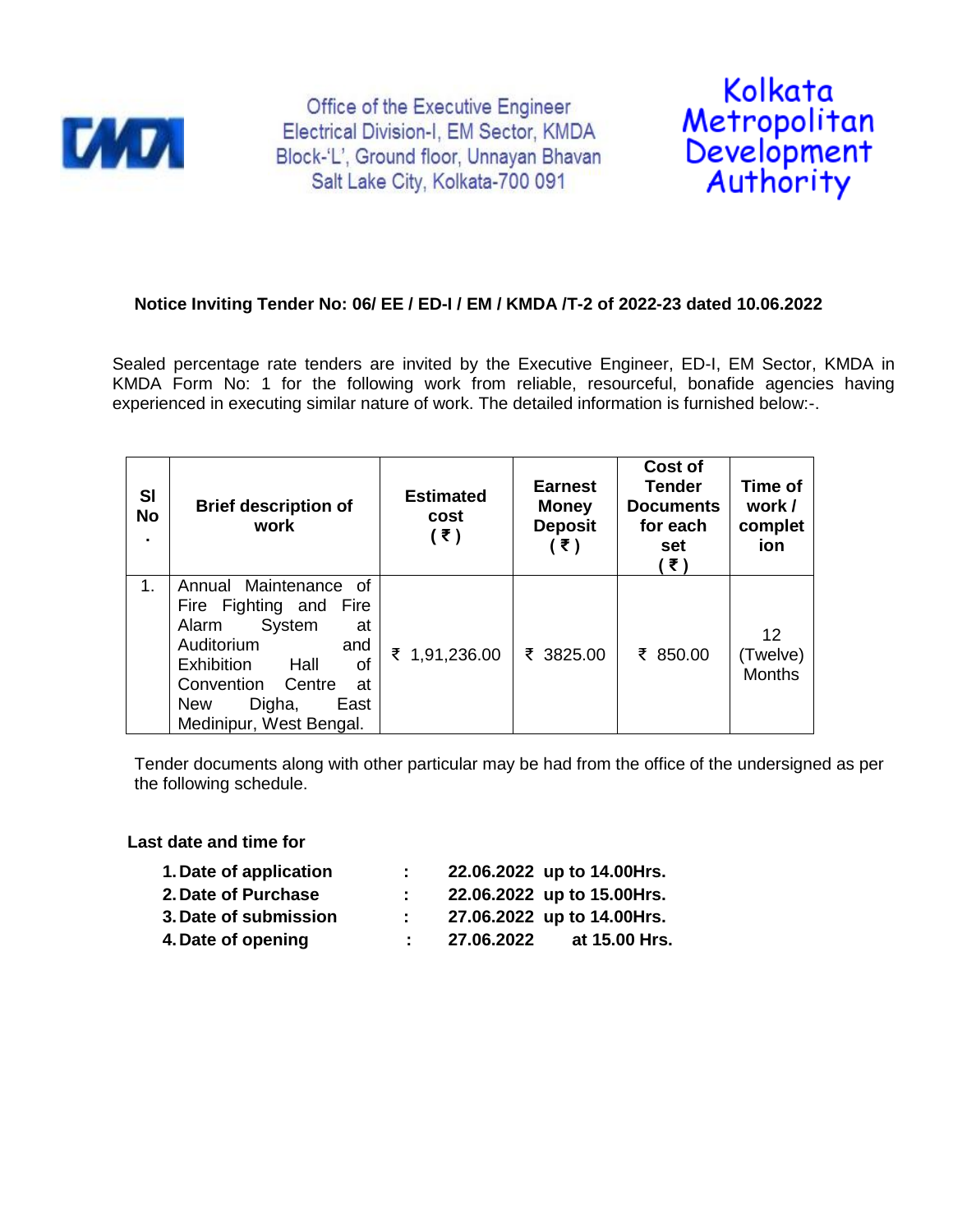Office of the Executive Engineer
Electrical Division-I, EM Sector, KMDA
Block-'L', Ground floor, Unnayan Bhavan
Salt Lake City, Kolkata-700 091

Kolkata Metropolitan Development Authority

**Notice Inviting Tender No: 06/ EE / ED-I / EM / KMDA /T-2 of 2022-23 dated 10.06.2022**

Sealed percentage rate tenders are invited by the Executive Engineer, ED-I, EM Sector, KMDA in KMDA Form No: 1 for the following work from reliable, resourceful, bonafide agencies having experienced in executing similar nature of work. The detailed information is furnished below:-.

| Sl No. | Brief description of work | Estimated cost (₹) | Earnest Money Deposit (₹) | Cost of Tender Documents for each set (₹) | Time of work / completion |
|---|---|---|---|---|---|
| 1. | Annual Maintenance of Fire Fighting and Fire Alarm System at Auditorium and Exhibition Hall of Convention Centre at New Digha, East Medinipur, West Bengal. | ₹ 1,91,236.00 | ₹ 3825.00 | ₹ 850.00 | 12 (Twelve) Months |

Tender documents along with other particular may be had from the office of the undersigned as per the following schedule.

**Last date and time for**

1. **Date of application : 22.06.2022 up to 14.00Hrs.**
2. **Date of Purchase : 22.06.2022 up to 15.00Hrs.**
3. **Date of submission : 27.06.2022 up to 14.00Hrs.**
4. **Date of opening : 27.06.2022 at 15.00 Hrs.**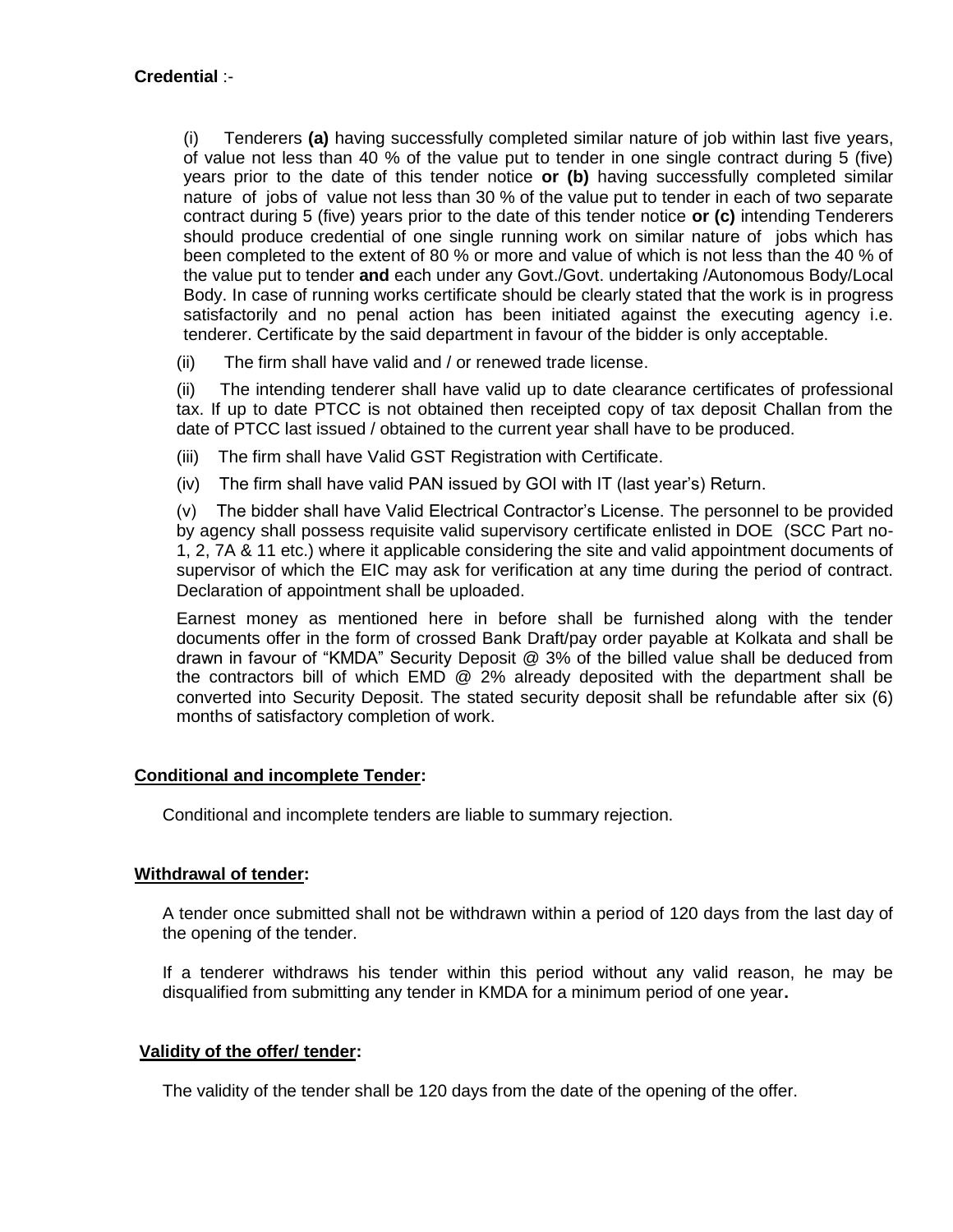**Credential** :-

(i) Tenderers **(a)** having successfully completed similar nature of job within last five years, of value not less than 40 % of the value put to tender in one single contract during 5 (five) years prior to the date of this tender notice **or (b)** having successfully completed similar nature of jobs of value not less than 30 % of the value put to tender in each of two separate contract during 5 (five) years prior to the date of this tender notice **or (c)** intending Tenderers should produce credential of one single running work on similar nature of jobs which has been completed to the extent of 80 % or more and value of which is not less than the 40 % of the value put to tender **and** each under any Govt./Govt. undertaking /Autonomous Body/Local Body. In case of running works certificate should be clearly stated that the work is in progress satisfactorily and no penal action has been initiated against the executing agency i.e. tenderer. Certificate by the said department in favour of the bidder is only acceptable.

(ii) The firm shall have valid and / or renewed trade license.

(ii) The intending tenderer shall have valid up to date clearance certificates of professional tax. If up to date PTCC is not obtained then receipted copy of tax deposit Challan from the date of PTCC last issued / obtained to the current year shall have to be produced.

(iii) The firm shall have Valid GST Registration with Certificate.

(iv) The firm shall have valid PAN issued by GOI with IT (last year's) Return.

(v) The bidder shall have Valid Electrical Contractor's License. The personnel to be provided by agency shall possess requisite valid supervisory certificate enlisted in DOE (SCC Part no-1, 2, 7A & 11 etc.) where it applicable considering the site and valid appointment documents of supervisor of which the EIC may ask for verification at any time during the period of contract. Declaration of appointment shall be uploaded.

Earnest money as mentioned here in before shall be furnished along with the tender documents offer in the form of crossed Bank Draft/pay order payable at Kolkata and shall be drawn in favour of "KMDA" Security Deposit @ 3% of the billed value shall be deduced from the contractors bill of which EMD @ 2% already deposited with the department shall be converted into Security Deposit. The stated security deposit shall be refundable after six (6) months of satisfactory completion of work.

**Conditional and incomplete Tender:**

Conditional and incomplete tenders are liable to summary rejection.

**Withdrawal of tender:**

A tender once submitted shall not be withdrawn within a period of 120 days from the last day of the opening of the tender.

If a tenderer withdraws his tender within this period without any valid reason, he may be disqualified from submitting any tender in KMDA for a minimum period of one year**.**

**Validity of the offer/ tender:**

The validity of the tender shall be 120 days from the date of the opening of the offer.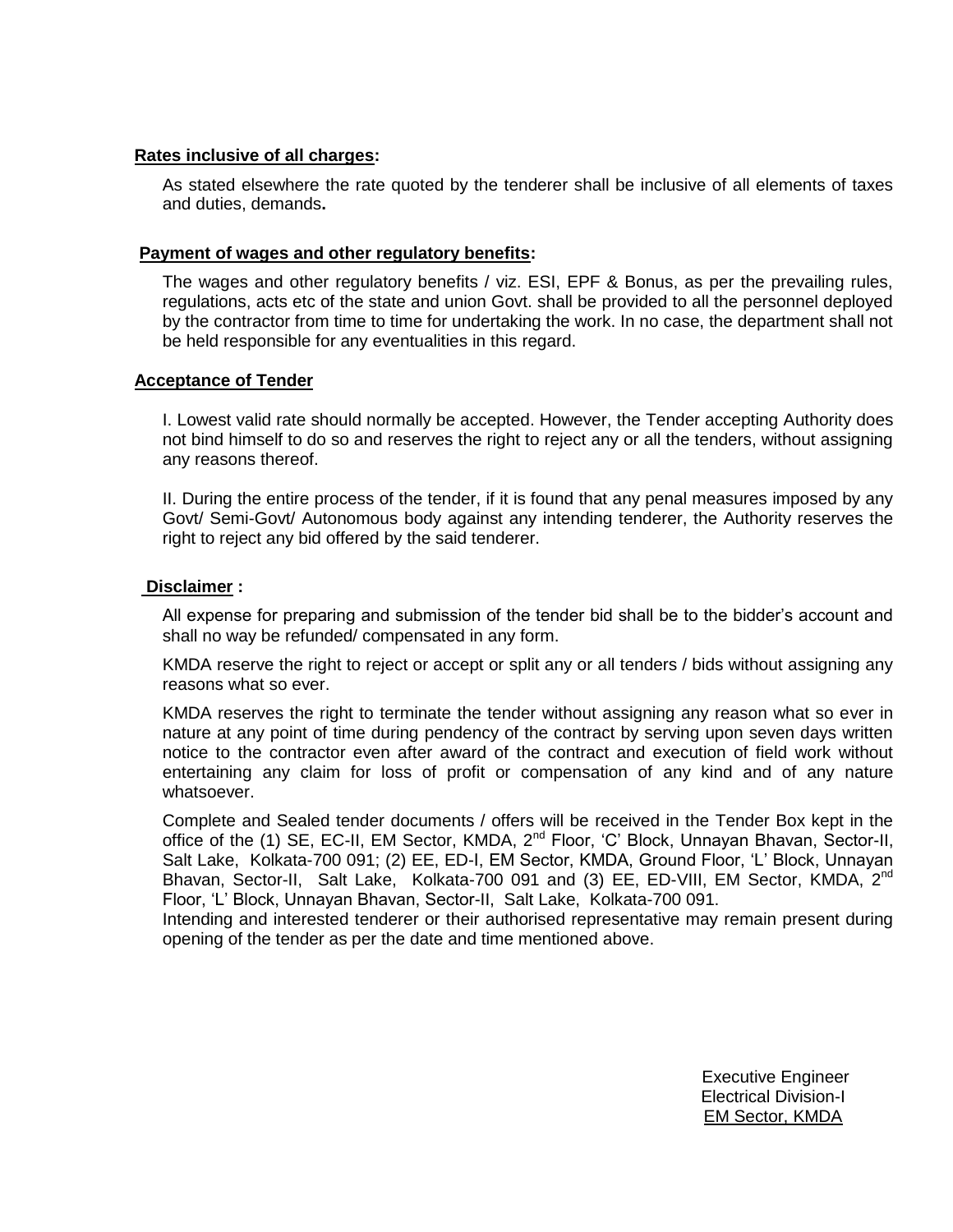**Rates inclusive of all charges:**

As stated elsewhere the rate quoted by the tenderer shall be inclusive of all elements of taxes and duties, demands**.**

**Payment of wages and other regulatory benefits:**

The wages and other regulatory benefits / viz. ESI, EPF & Bonus, as per the prevailing rules, regulations, acts etc of the state and union Govt. shall be provided to all the personnel deployed by the contractor from time to time for undertaking the work. In no case, the department shall not be held responsible for any eventualities in this regard.

**Acceptance of Tender**

I. Lowest valid rate should normally be accepted. However, the Tender accepting Authority does not bind himself to do so and reserves the right to reject any or all the tenders, without assigning any reasons thereof.

II. During the entire process of the tender, if it is found that any penal measures imposed by any Govt/ Semi-Govt/ Autonomous body against any intending tenderer, the Authority reserves the right to reject any bid offered by the said tenderer.

**Disclaimer :**

All expense for preparing and submission of the tender bid shall be to the bidder's account and shall no way be refunded/ compensated in any form.

KMDA reserve the right to reject or accept or split any or all tenders / bids without assigning any reasons what so ever.

KMDA reserves the right to terminate the tender without assigning any reason what so ever in nature at any point of time during pendency of the contract by serving upon seven days written notice to the contractor even after award of the contract and execution of field work without entertaining any claim for loss of profit or compensation of any kind and of any nature whatsoever.

Complete and Sealed tender documents / offers will be received in the Tender Box kept in the office of the (1) SE, EC-II, EM Sector, KMDA, 2nd Floor, 'C' Block, Unnayan Bhavan, Sector-II, Salt Lake, Kolkata-700 091; (2) EE, ED-I, EM Sector, KMDA, Ground Floor, 'L' Block, Unnayan Bhavan, Sector-II, Salt Lake, Kolkata-700 091 and (3) EE, ED-VIII, EM Sector, KMDA, 2nd Floor, 'L' Block, Unnayan Bhavan, Sector-II, Salt Lake, Kolkata-700 091.

Intending and interested tenderer or their authorised representative may remain present during opening of the tender as per the date and time mentioned above.

Executive Engineer
Electrical Division-I
EM Sector, KMDA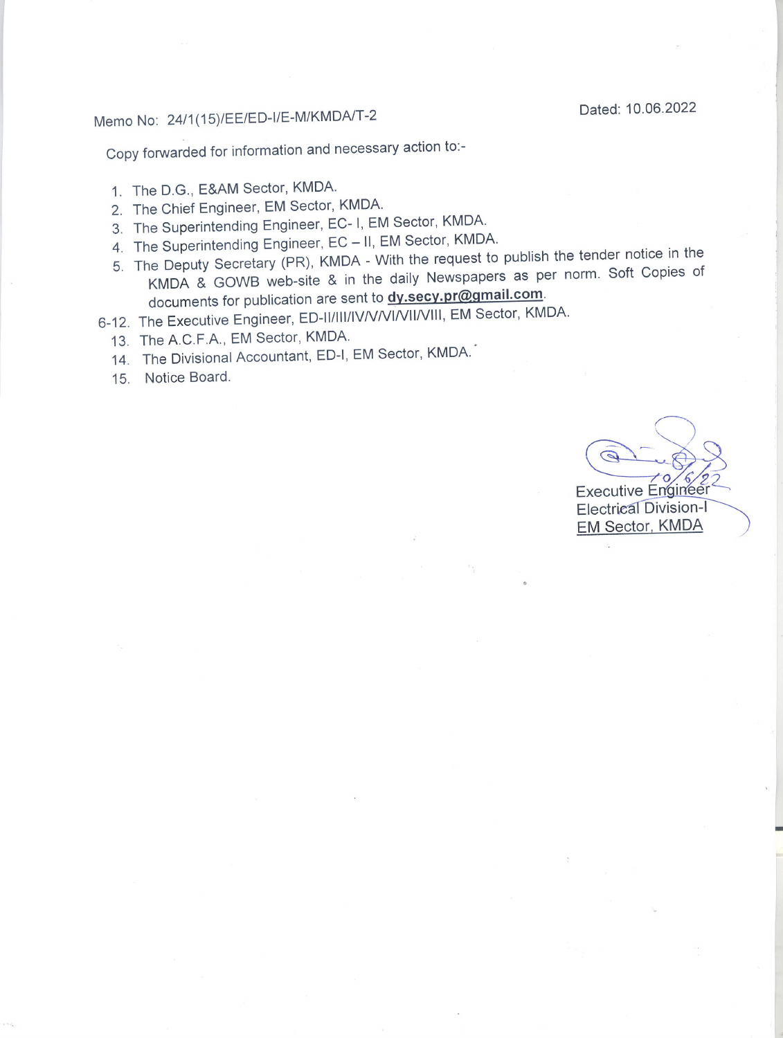Memo No: 24/1(15)/EE/ED-I/E-M/KMDA/T-2

Dated: 10.06.2022

Copy forwarded for information and necessary action to:-

1. The D.G., E&AM Sector, KMDA.
2. The Chief Engineer, EM Sector, KMDA.
3. The Superintending Engineer, EC- I, EM Sector, KMDA.
4. The Superintending Engineer, EC – II, EM Sector, KMDA.
5. The Deputy Secretary (PR), KMDA - With the request to publish the tender notice in the KMDA & GOWB web-site & in the daily Newspapers as per norm. Soft Copies of documents for publication are sent to **dy.secy.pr@gmail.com**.

6-12. The Executive Engineer, ED-II/III/IV/V/VI/VII/VIII, EM Sector, KMDA.

13. The A.C.F.A., EM Sector, KMDA.
14. The Divisional Accountant, ED-I, EM Sector, KMDA.
15. Notice Board.

10/6/22

Executive Engineer
Electrical Division-I
EM Sector, KMDA